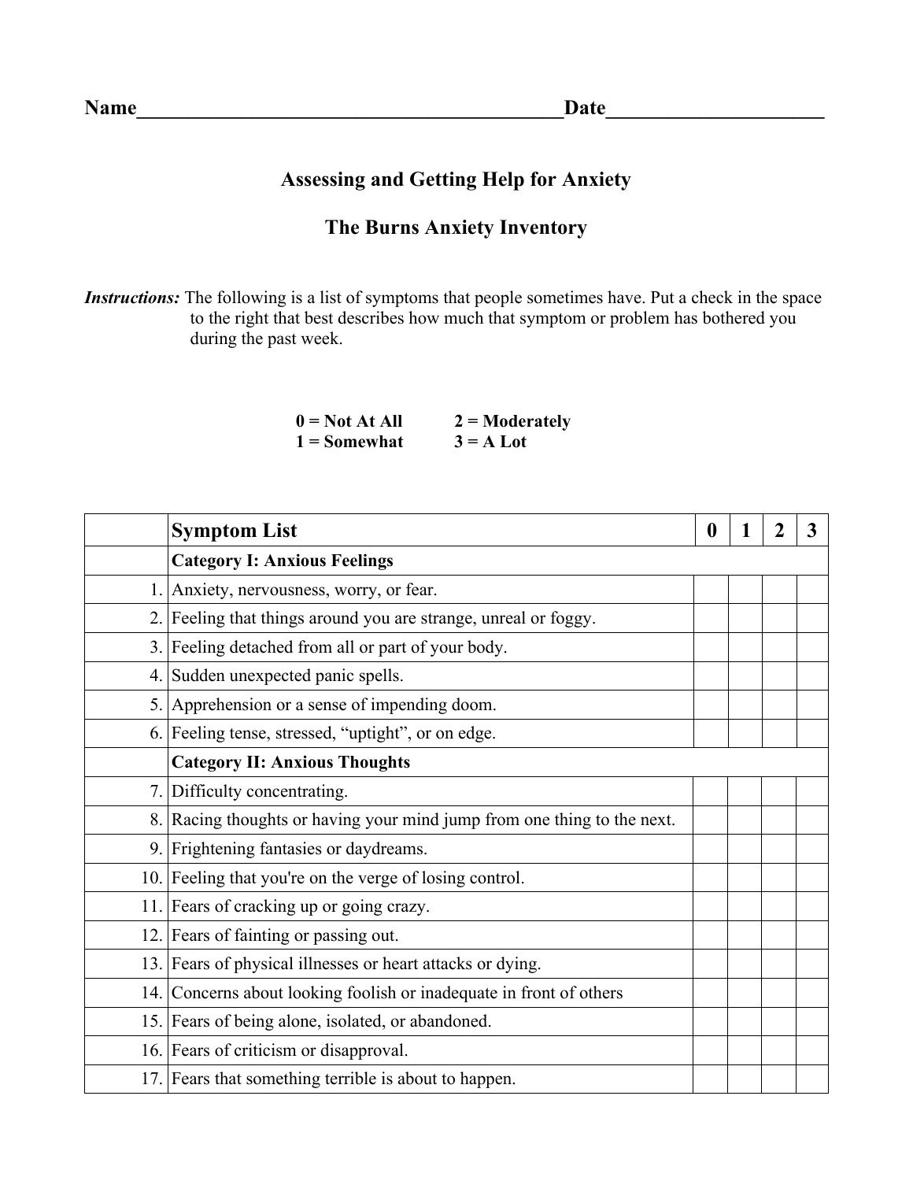**Name**\_\_\_\_\_\_\_\_\_\_\_\_\_\_\_\_\_\_\_\_\_\_\_\_\_\_\_\_\_\_\_\_\_\_\_\_\_\_\_\_\_**Date**\_\_\_\_\_\_\_\_\_\_\_\_\_\_\_\_\_\_\_\_\_

## Assessing and Getting Help for Anxiety

## The Burns Anxiety Inventory

***Instructions:*** The following is a list of symptoms that people sometimes have. Put a check in the space to the right that best describes how much that symptom or problem has bothered you during the past week.

**0 = Not At All** **2 = Moderately**
**1 = Somewhat** **3 = A Lot**

| | **Symptom List** | **0** | **1** | **2** | **3** |
|---|---|---|---|---|---|
| | **Category I: Anxious Feelings** | | | | |
| 1. | Anxiety, nervousness, worry, or fear. | | | | |
| 2. | Feeling that things around you are strange, unreal or foggy. | | | | |
| 3. | Feeling detached from all or part of your body. | | | | |
| 4. | Sudden unexpected panic spells. | | | | |
| 5. | Apprehension or a sense of impending doom. | | | | |
| 6. | Feeling tense, stressed, "uptight", or on edge. | | | | |
| | **Category II: Anxious Thoughts** | | | | |
| 7. | Difficulty concentrating. | | | | |
| 8. | Racing thoughts or having your mind jump from one thing to the next. | | | | |
| 9. | Frightening fantasies or daydreams. | | | | |
| 10. | Feeling that you're on the verge of losing control. | | | | |
| 11. | Fears of cracking up or going crazy. | | | | |
| 12. | Fears of fainting or passing out. | | | | |
| 13. | Fears of physical illnesses or heart attacks or dying. | | | | |
| 14. | Concerns about looking foolish or inadequate in front of others | | | | |
| 15. | Fears of being alone, isolated, or abandoned. | | | | |
| 16. | Fears of criticism or disapproval. | | | | |
| 17. | Fears that something terrible is about to happen. | | | | |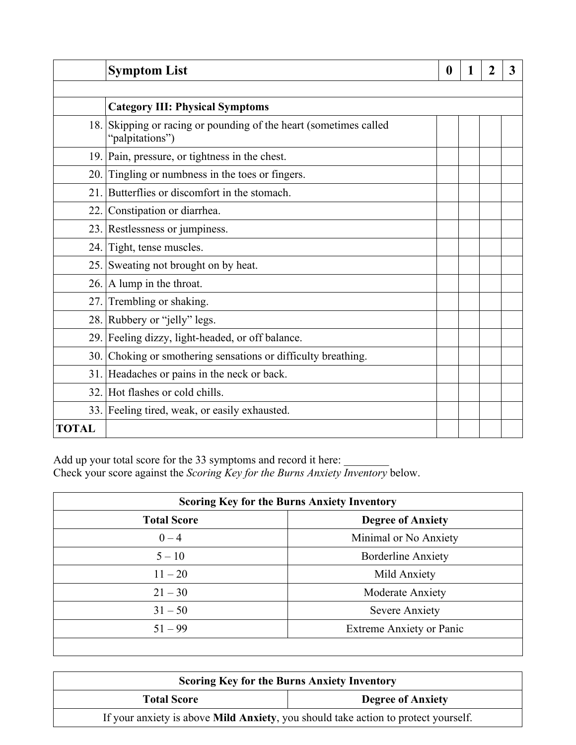| | Symptom List | 0 | 1 | 2 | 3 |
|---|---|---|---|---|---|
| | | | | | |
| | **Category III: Physical Symptoms** | | | | |
| 18. | Skipping or racing or pounding of the heart (sometimes called “palpitations”) | | | | |
| 19. | Pain, pressure, or tightness in the chest. | | | | |
| 20. | Tingling or numbness in the toes or fingers. | | | | |
| 21. | Butterflies or discomfort in the stomach. | | | | |
| 22. | Constipation or diarrhea. | | | | |
| 23. | Restlessness or jumpiness. | | | | |
| 24. | Tight, tense muscles. | | | | |
| 25. | Sweating not brought on by heat. | | | | |
| 26. | A lump in the throat. | | | | |
| 27. | Trembling or shaking. | | | | |
| 28. | Rubbery or “jelly” legs. | | | | |
| 29. | Feeling dizzy, light-headed, or off balance. | | | | |
| 30. | Choking or smothering sensations or difficulty breathing. | | | | |
| 31. | Headaches or pains in the neck or back. | | | | |
| 32. | Hot flashes or cold chills. | | | | |
| 33. | Feeling tired, weak, or easily exhausted. | | | | |
| **TOTAL** | | | | | |

Add up your total score for the 33 symptoms and record it here: ________

Check your score against the *Scoring Key for the Burns Anxiety Inventory* below.

| **Scoring Key for the Burns Anxiety Inventory** | |
|---|---|
| **Total Score** | **Degree of Anxiety** |
| 0 – 4 | Minimal or No Anxiety |
| 5 – 10 | Borderline Anxiety |
| 11 – 20 | Mild Anxiety |
| 21 – 30 | Moderate Anxiety |
| 31 – 50 | Severe Anxiety |
| 51 – 99 | Extreme Anxiety or Panic |
| | |

| **Scoring Key for the Burns Anxiety Inventory** | |
|---|---|
| **Total Score** | **Degree of Anxiety** |
| If your anxiety is above **Mild Anxiety**, you should take action to protect yourself. | |